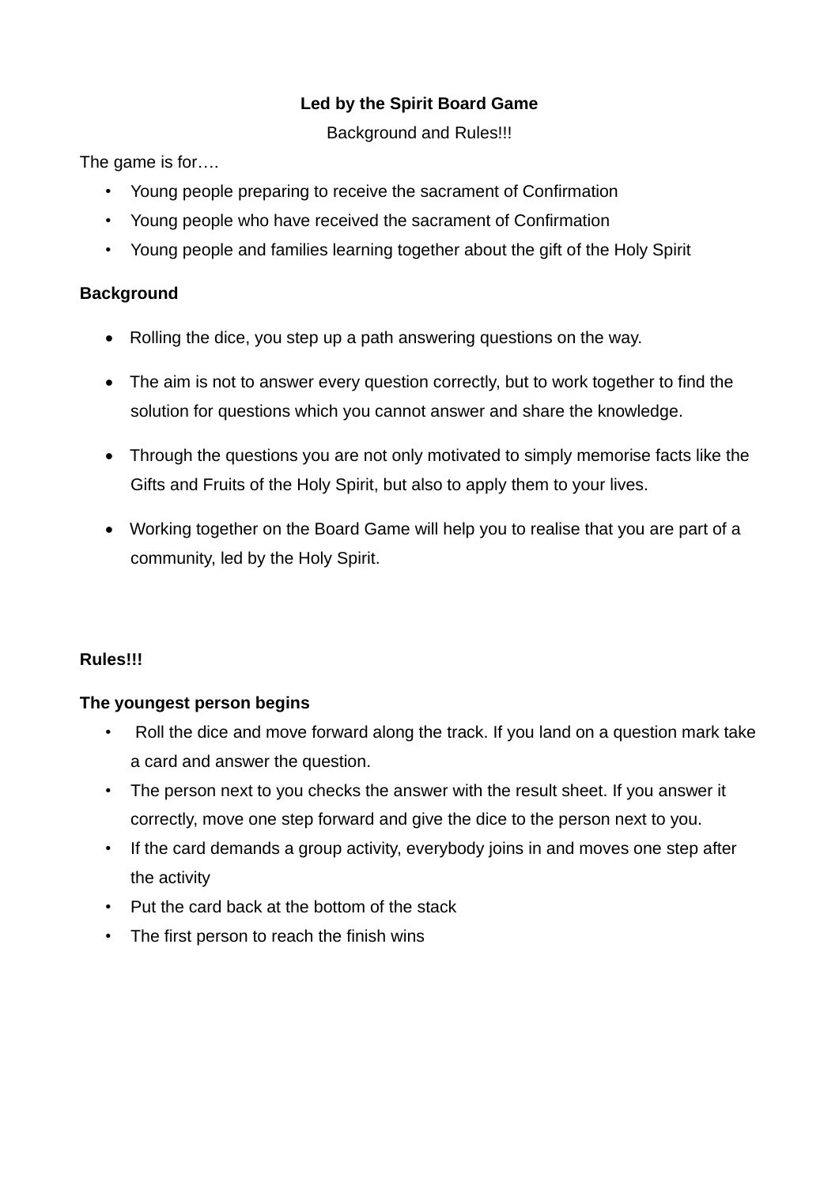**Led by the Spirit Board Game**

Background and Rules!!!

The game is for….

- Young people preparing to receive the sacrament of Confirmation
- Young people who have received the sacrament of Confirmation
- Young people and families learning together about the gift of the Holy Spirit

**Background**

- Rolling the dice, you step up a path answering questions on the way.
- The aim is not to answer every question correctly, but to work together to find the solution for questions which you cannot answer and share the knowledge.
- Through the questions you are not only motivated to simply memorise facts like the Gifts and Fruits of the Holy Spirit, but also to apply them to your lives.
- Working together on the Board Game will help you to realise that you are part of a community, led by the Holy Spirit.

**Rules!!!**

**The youngest person begins**

- Roll the dice and move forward along the track. If you land on a question mark take a card and answer the question.
- The person next to you checks the answer with the result sheet. If you answer it correctly, move one step forward and give the dice to the person next to you.
- If the card demands a group activity, everybody joins in and moves one step after the activity
- Put the card back at the bottom of the stack
- The first person to reach the finish wins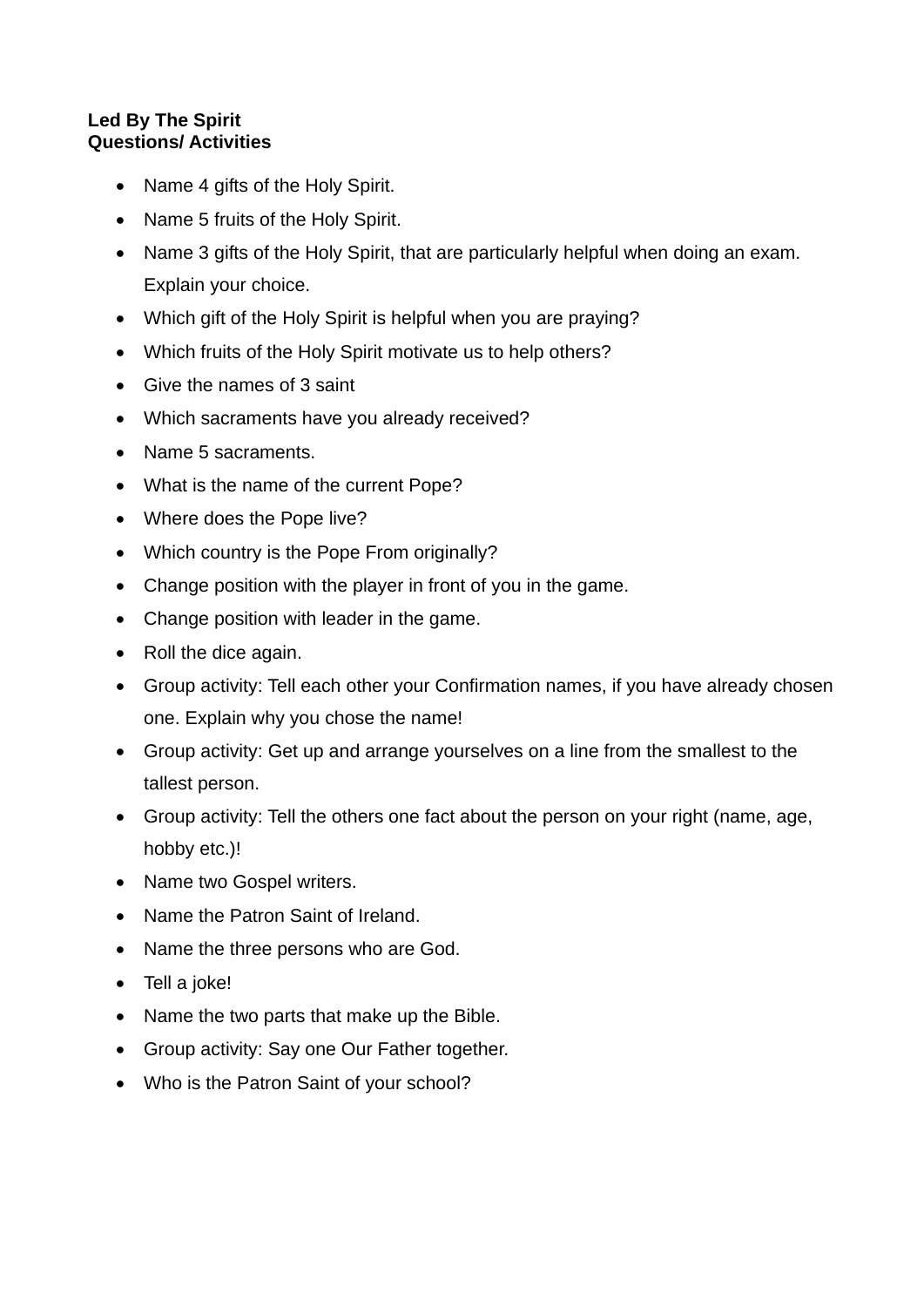**Led By The Spirit**
**Questions/ Activities**

- Name 4 gifts of the Holy Spirit.
- Name 5 fruits of the Holy Spirit.
- Name 3 gifts of the Holy Spirit, that are particularly helpful when doing an exam. Explain your choice.
- Which gift of the Holy Spirit is helpful when you are praying?
- Which fruits of the Holy Spirit motivate us to help others?
- Give the names of 3 saint
- Which sacraments have you already received?
- Name 5 sacraments.
- What is the name of the current Pope?
- Where does the Pope live?
- Which country is the Pope From originally?
- Change position with the player in front of you in the game.
- Change position with leader in the game.
- Roll the dice again.
- Group activity: Tell each other your Confirmation names, if you have already chosen one. Explain why you chose the name!
- Group activity: Get up and arrange yourselves on a line from the smallest to the tallest person.
- Group activity: Tell the others one fact about the person on your right (name, age, hobby etc.)!
- Name two Gospel writers.
- Name the Patron Saint of Ireland.
- Name the three persons who are God.
- Tell a joke!
- Name the two parts that make up the Bible.
- Group activity: Say one Our Father together.
- Who is the Patron Saint of your school?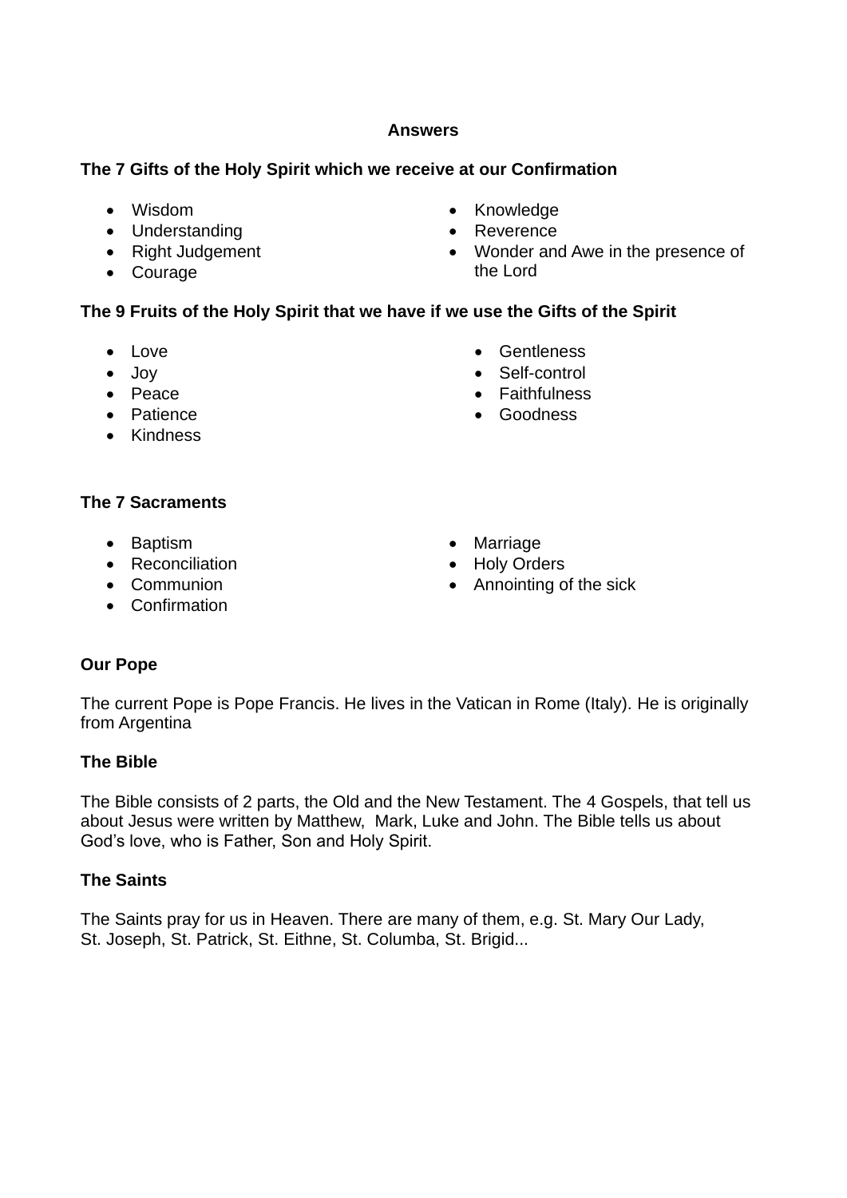**Answers**

**The 7 Gifts of the Holy Spirit which we receive at our Confirmation**

- Wisdom
- Understanding
- Right Judgement
- Courage
- Knowledge
- Reverence
- Wonder and Awe in the presence of the Lord

**The 9 Fruits of the Holy Spirit that we have if we use the Gifts of the Spirit**

- Love
- Joy
- Peace
- Patience
- Kindness
- Gentleness
- Self-control
- Faithfulness
- Goodness

**The 7 Sacraments**

- Baptism
- Reconciliation
- Communion
- Confirmation
- Marriage
- Holy Orders
- Annointing of the sick

**Our Pope**

The current Pope is Pope Francis. He lives in the Vatican in Rome (Italy). He is originally from Argentina

**The Bible**

The Bible consists of 2 parts, the Old and the New Testament. The 4 Gospels, that tell us about Jesus were written by Matthew, Mark, Luke and John. The Bible tells us about God's love, who is Father, Son and Holy Spirit.

**The Saints**

The Saints pray for us in Heaven. There are many of them, e.g. St. Mary Our Lady, St. Joseph, St. Patrick, St. Eithne, St. Columba, St. Brigid...